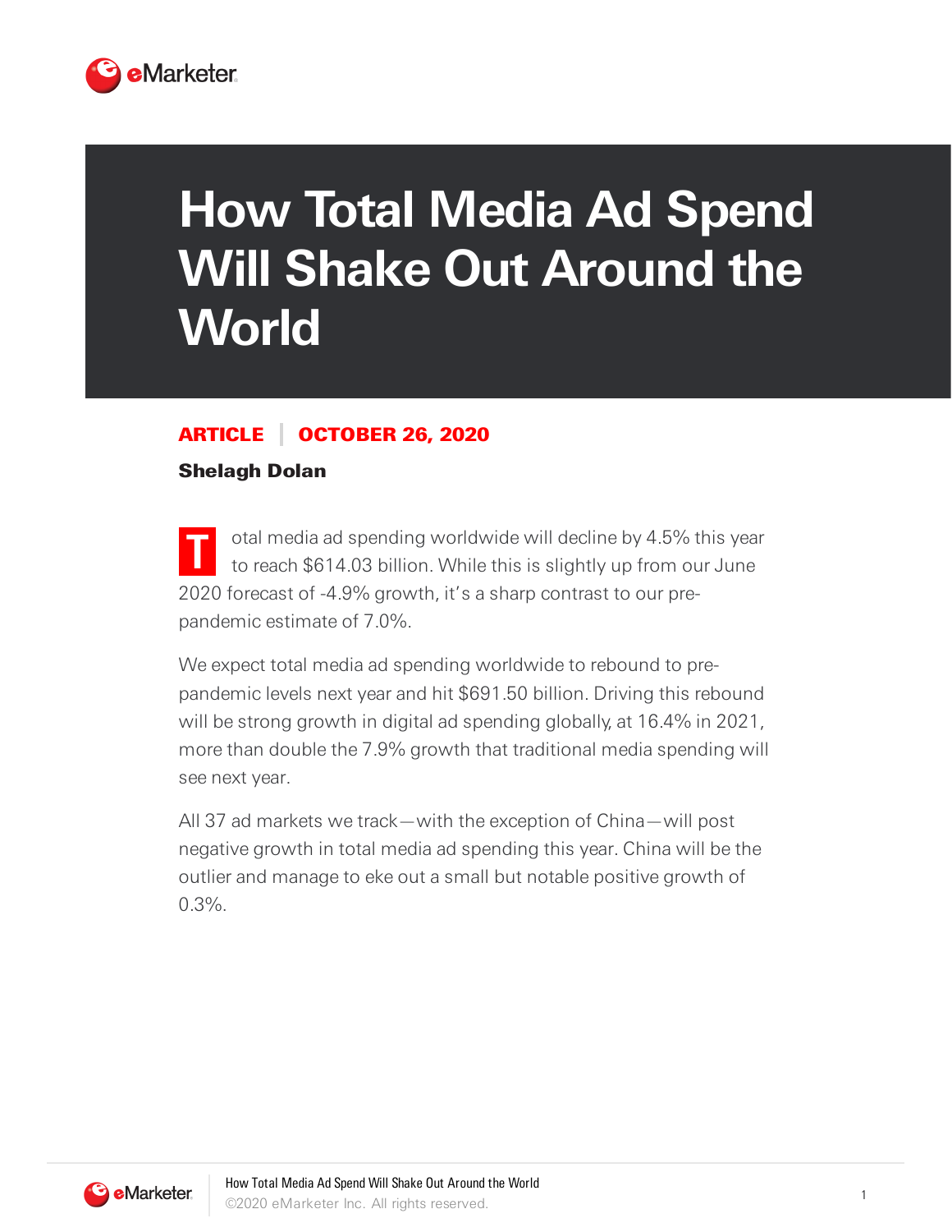# How Total Media Ad Spend Will Shake Out Around the World

**ARTICLE | OCTOBER 26, 2020**

**Shelagh Dolan**

Total media ad spending worldwide will decline by 4.5% this year to reach $614.03 billion. While this is slightly up from our June 2020 forecast of -4.9% growth, it's a sharp contrast to our pre-pandemic estimate of 7.0%.

We expect total media ad spending worldwide to rebound to pre-pandemic levels next year and hit $691.50 billion. Driving this rebound will be strong growth in digital ad spending globally, at 16.4% in 2021, more than double the 7.9% growth that traditional media spending will see next year.

All 37 ad markets we track—with the exception of China—will post negative growth in total media ad spending this year. China will be the outlier and manage to eke out a small but notable positive growth of 0.3%.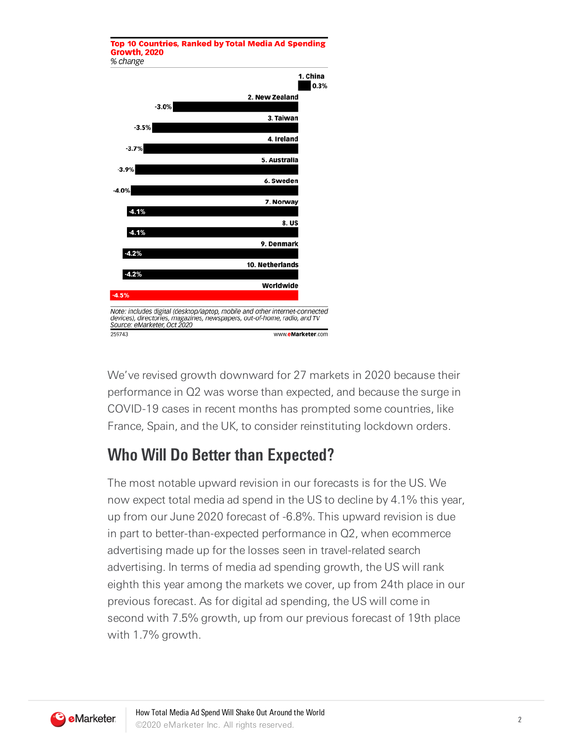**Top 10 Countries, Ranked by Total Media Ad Spending Growth, 2020**

*% change*

| Rank | Country | % change |
|---|---|---|
| 1 | China | 0.3% |
| 2 | New Zealand | -3.0% |
| 3 | Taiwan | -3.5% |
| 4 | Ireland | -3.7% |
| 5 | Australia | -3.9% |
| 6 | Sweden | -4.0% |
| 7 | Norway | -4.1% |
| 8 | US | -4.1% |
| 9 | Denmark | -4.2% |
| 10 | Netherlands | -4.2% |
| | Worldwide | -4.5% |

*Note: includes digital (desktop/laptop, mobile and other internet-connected devices), directories, magazines, newspapers, out-of-home, radio, and TV*
*Source: eMarketer, Oct 2020*

259743 www.eMarketer.com

We've revised growth downward for 27 markets in 2020 because their performance in Q2 was worse than expected, and because the surge in COVID-19 cases in recent months has prompted some countries, like France, Spain, and the UK, to consider reinstituting lockdown orders.

## Who Will Do Better than Expected?

The most notable upward revision in our forecasts is for the US. We now expect total media ad spend in the US to decline by 4.1% this year, up from our June 2020 forecast of -6.8%. This upward revision is due in part to better-than-expected performance in Q2, when ecommerce advertising made up for the losses seen in travel-related search advertising. In terms of media ad spending growth, the US will rank eighth this year among the markets we cover, up from 24th place in our previous forecast. As for digital ad spending, the US will come in second with 7.5% growth, up from our previous forecast of 19th place with 1.7% growth.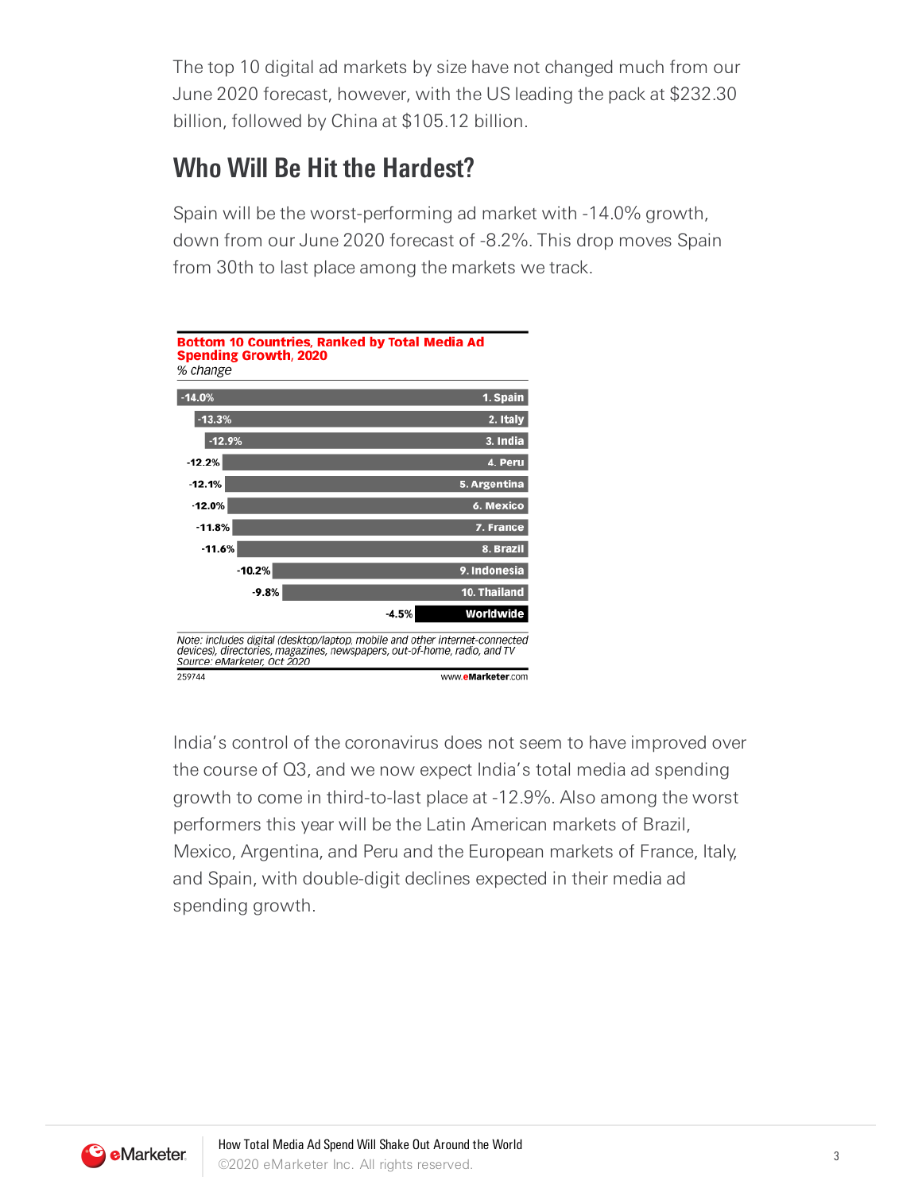The top 10 digital ad markets by size have not changed much from our June 2020 forecast, however, with the US leading the pack at $232.30 billion, followed by China at $105.12 billion.

## Who Will Be Hit the Hardest?

Spain will be the worst-performing ad market with -14.0% growth, down from our June 2020 forecast of -8.2%. This drop moves Spain from 30th to last place among the markets we track.

**Bottom 10 Countries, Ranked by Total Media Ad Spending Growth, 2020**
*% change*

-14.0% 1. Spain
-13.3% 2. Italy
-12.9% 3. India
-12.2% 4. Peru
-12.1% 5. Argentina
-12.0% 6. Mexico
-11.8% 7. France
-11.6% 8. Brazil
-10.2% 9. Indonesia
-9.8% 10. Thailand
-4.5% Worldwide

*Note: includes digital (desktop/laptop, mobile and other internet-connected devices), directories, magazines, newspapers, out-of-home, radio, and TV*
*Source: eMarketer, Oct 2020*

259744 www.eMarketer.com

India's control of the coronavirus does not seem to have improved over the course of Q3, and we now expect India's total media ad spending growth to come in third-to-last place at -12.9%. Also among the worst performers this year will be the Latin American markets of Brazil, Mexico, Argentina, and Peru and the European markets of France, Italy, and Spain, with double-digit declines expected in their media ad spending growth.